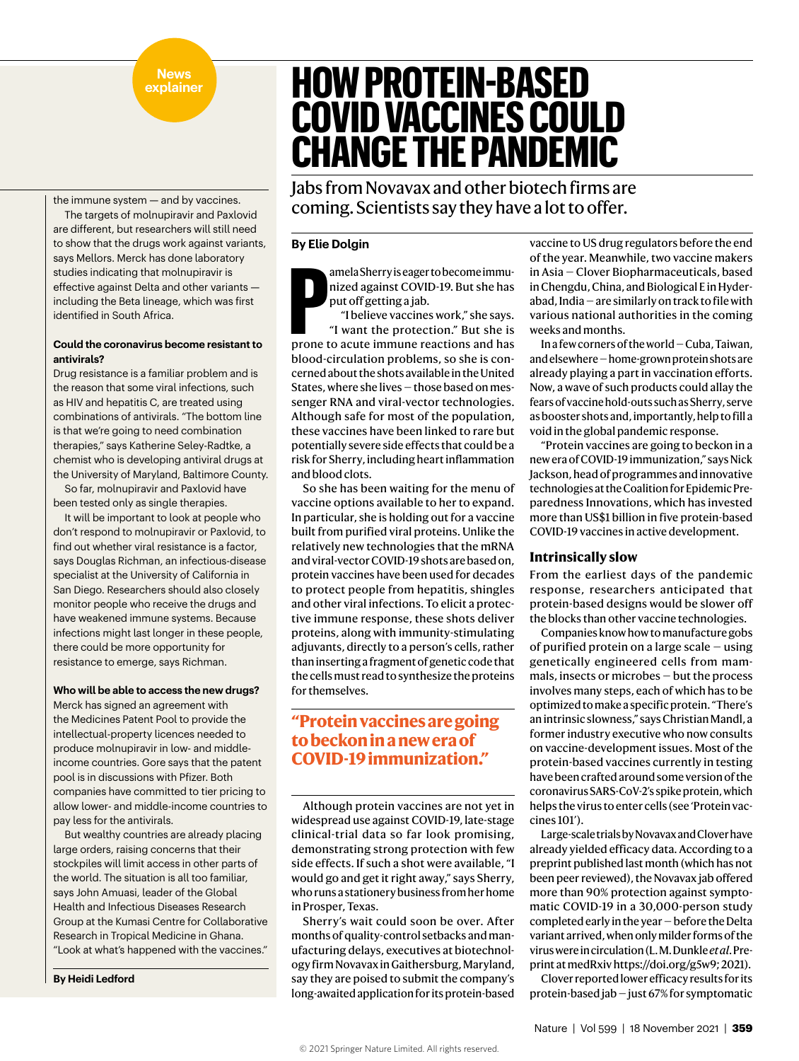the immune system — and by vaccines.

The targets of molnupiravir and Paxlovid are different, but researchers will still need to show that the drugs work against variants, says Mellors. Merck has done laboratory studies indicating that molnupiravir is effective against Delta and other variants — including the Beta lineage, which was first identified in South Africa.

**Could the coronavirus become resistant to antivirals?**

Drug resistance is a familiar problem and is the reason that some viral infections, such as HIV and hepatitis C, are treated using combinations of antivirals. "The bottom line is that we're going to need combination therapies," says Katherine Seley-Radtke, a chemist who is developing antiviral drugs at the University of Maryland, Baltimore County.

So far, molnupiravir and Paxlovid have been tested only as single therapies.

It will be important to look at people who don't respond to molnupiravir or Paxlovid, to find out whether viral resistance is a factor, says Douglas Richman, an infectious-disease specialist at the University of California in San Diego. Researchers should also closely monitor people who receive the drugs and have weakened immune systems. Because infections might last longer in these people, there could be more opportunity for resistance to emerge, says Richman.

**Who will be able to access the new drugs?**

Merck has signed an agreement with the Medicines Patent Pool to provide the intellectual-property licences needed to produce molnupiravir in low- and middle-income countries. Gore says that the patent pool is in discussions with Pfizer. Both companies have committed to tier pricing to allow lower- and middle-income countries to pay less for the antivirals.

But wealthy countries are already placing large orders, raising concerns that their stockpiles will limit access in other parts of the world. The situation is all too familiar, says John Amuasi, leader of the Global Health and Infectious Diseases Research Group at the Kumasi Centre for Collaborative Research in Tropical Medicine in Ghana. "Look at what's happened with the vaccines."

**By Heidi Ledford**

News explainer

# HOW PROTEIN-BASED COVID VACCINES COULD CHANGE THE PANDEMIC

## Jabs from Novavax and other biotech firms are coming. Scientists say they have a lot to offer.

**By Elie Dolgin**

Pamela Sherry is eager to become immunized against COVID-19. But she has put off getting a jab.

"I believe vaccines work," she says. "I want the protection." But she is prone to acute immune reactions and has blood-circulation problems, so she is concerned about the shots available in the United States, where she lives — those based on messenger RNA and viral-vector technologies. Although safe for most of the population, these vaccines have been linked to rare but potentially severe side effects that could be a risk for Sherry, including heart inflammation and blood clots.

So she has been waiting for the menu of vaccine options available to her to expand. In particular, she is holding out for a vaccine built from purified viral proteins. Unlike the relatively new technologies that the mRNA and viral-vector COVID-19 shots are based on, protein vaccines have been used for decades to protect people from hepatitis, shingles and other viral infections. To elicit a protective immune response, these shots deliver proteins, along with immunity-stimulating adjuvants, directly to a person's cells, rather than inserting a fragment of genetic code that the cells must read to synthesize the proteins for themselves.

> **"Protein vaccines are going to beckon in a new era of COVID-19 immunization."**

Although protein vaccines are not yet in widespread use against COVID-19, late-stage clinical-trial data so far look promising, demonstrating strong protection with few side effects. If such a shot were available, "I would go and get it right away," says Sherry, who runs a stationery business from her home in Prosper, Texas.

Sherry's wait could soon be over. After months of quality-control setbacks and manufacturing delays, executives at biotechnology firm Novavax in Gaithersburg, Maryland, say they are poised to submit the company's long-awaited application for its protein-based vaccine to US drug regulators before the end of the year. Meanwhile, two vaccine makers in Asia — Clover Biopharmaceuticals, based in Chengdu, China, and Biological E in Hyderabad, India — are similarly on track to file with various national authorities in the coming weeks and months.

In a few corners of the world — Cuba, Taiwan, and elsewhere — home-grown protein shots are already playing a part in vaccination efforts. Now, a wave of such products could allay the fears of vaccine hold-outs such as Sherry, serve as booster shots and, importantly, help to fill a void in the global pandemic response.

"Protein vaccines are going to beckon in a new era of COVID-19 immunization," says Nick Jackson, head of programmes and innovative technologies at the Coalition for Epidemic Preparedness Innovations, which has invested more than US$1 billion in five protein-based COVID-19 vaccines in active development.

### Intrinsically slow

From the earliest days of the pandemic response, researchers anticipated that protein-based designs would be slower off the blocks than other vaccine technologies.

Companies know how to manufacture gobs of purified protein on a large scale — using genetically engineered cells from mammals, insects or microbes — but the process involves many steps, each of which has to be optimized to make a specific protein. "There's an intrinsic slowness," says Christian Mandl, a former industry executive who now consults on vaccine-development issues. Most of the protein-based vaccines currently in testing have been crafted around some version of the coronavirus SARS-CoV-2's spike protein, which helps the virus to enter cells (see 'Protein vaccines 101').

Large-scale trials by Novavax and Clover have already yielded efficacy data. According to a preprint published last month (which has not been peer reviewed), the Novavax jab offered more than 90% protection against symptomatic COVID-19 in a 30,000-person study completed early in the year — before the Delta variant arrived, when only milder forms of the virus were in circulation (L. M. Dunkle *et al.* Preprint at medRxiv https://doi.org/g5w9; 2021).

Clover reported lower efficacy results for its protein-based jab — just 67% for symptomatic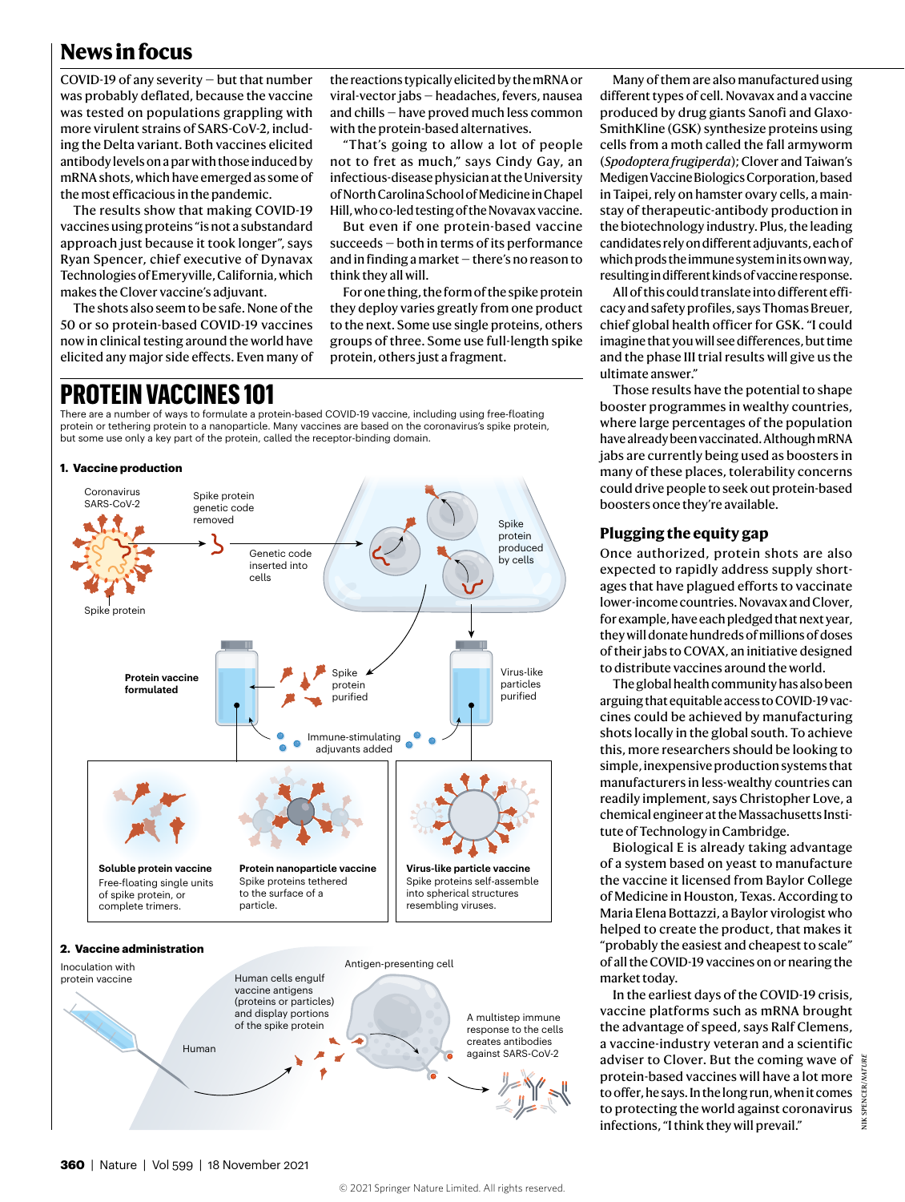## News in focus

COVID-19 of any severity — but that number was probably deflated, because the vaccine was tested on populations grappling with more virulent strains of SARS-CoV-2, including the Delta variant. Both vaccines elicited antibody levels on a par with those induced by mRNA shots, which have emerged as some of the most efficacious in the pandemic.

The results show that making COVID-19 vaccines using proteins "is not a substandard approach just because it took longer", says Ryan Spencer, chief executive of Dynavax Technologies of Emeryville, California, which makes the Clover vaccine's adjuvant.

The shots also seem to be safe. None of the 50 or so protein-based COVID-19 vaccines now in clinical testing around the world have elicited any major side effects. Even many of the reactions typically elicited by the mRNA or viral-vector jabs — headaches, fevers, nausea and chills — have proved much less common with the protein-based alternatives.

"That's going to allow a lot of people not to fret as much," says Cindy Gay, an infectious-disease physician at the University of North Carolina School of Medicine in Chapel Hill, who co-led testing of the Novavax vaccine.

But even if one protein-based vaccine succeeds — both in terms of its performance and in finding a market — there's no reason to think they all will.

For one thing, the form of the spike protein they deploy varies greatly from one product to the next. Some use single proteins, others groups of three. Some use full-length spike protein, others just a fragment.

# PROTEIN VACCINES 101

There are a number of ways to formulate a protein-based COVID-19 vaccine, including using free-floating protein or tethering protein to a nanoparticle. Many vaccines are based on the coronavirus's spike protein, but some use only a key part of the protein, called the receptor-binding domain.

**1. Vaccine production**

Coronavirus SARS-CoV-2

Spike protein

Spike protein genetic code removed

Genetic code inserted into cells

Spike protein produced by cells

Spike protein purified

Virus-like particles purified

Protein vaccine formulated

Immune-stimulating adjuvants added

**Soluble protein vaccine**
Free-floating single units of spike protein, or complete trimers.

**Protein nanoparticle vaccine**
Spike proteins tethered to the surface of a particle.

**Virus-like particle vaccine**
Spike proteins self-assemble into spherical structures resembling viruses.

**2. Vaccine administration**

Inoculation with protein vaccine

Human

Human cells engulf vaccine antigens (proteins or particles) and display portions of the spike protein

Antigen-presenting cell

A multistep immune response to the cells creates antibodies against SARS-CoV-2

NIK SPENCER/*NATURE*

Many of them are also manufactured using different types of cell. Novavax and a vaccine produced by drug giants Sanofi and GlaxoSmithKline (GSK) synthesize proteins using cells from a moth called the fall armyworm (*Spodoptera frugiperda*); Clover and Taiwan's Medigen Vaccine Biologics Corporation, based in Taipei, rely on hamster ovary cells, a mainstay of therapeutic-antibody production in the biotechnology industry. Plus, the leading candidates rely on different adjuvants, each of which prods the immune system in its own way, resulting in different kinds of vaccine response.

All of this could translate into different efficacy and safety profiles, says Thomas Breuer, chief global health officer for GSK. "I could imagine that you will see differences, but time and the phase III trial results will give us the ultimate answer."

Those results have the potential to shape booster programmes in wealthy countries, where large percentages of the population have already been vaccinated. Although mRNA jabs are currently being used as boosters in many of these places, tolerability concerns could drive people to seek out protein-based boosters once they're available.

### Plugging the equity gap

Once authorized, protein shots are also expected to rapidly address supply shortages that have plagued efforts to vaccinate lower-income countries. Novavax and Clover, for example, have each pledged that next year, they will donate hundreds of millions of doses of their jabs to COVAX, an initiative designed to distribute vaccines around the world.

The global health community has also been arguing that equitable access to COVID-19 vaccines could be achieved by manufacturing shots locally in the global south. To achieve this, more researchers should be looking to simple, inexpensive production systems that manufacturers in less-wealthy countries can readily implement, says Christopher Love, a chemical engineer at the Massachusetts Institute of Technology in Cambridge.

Biological E is already taking advantage of a system based on yeast to manufacture the vaccine it licensed from Baylor College of Medicine in Houston, Texas. According to Maria Elena Bottazzi, a Baylor virologist who helped to create the product, that makes it "probably the easiest and cheapest to scale" of all the COVID-19 vaccines on or nearing the market today.

In the earliest days of the COVID-19 crisis, vaccine platforms such as mRNA brought the advantage of speed, says Ralf Clemens, a vaccine-industry veteran and a scientific adviser to Clover. But the coming wave of protein-based vaccines will have a lot more to offer, he says. In the long run, when it comes to protecting the world against coronavirus infections, "I think they will prevail."